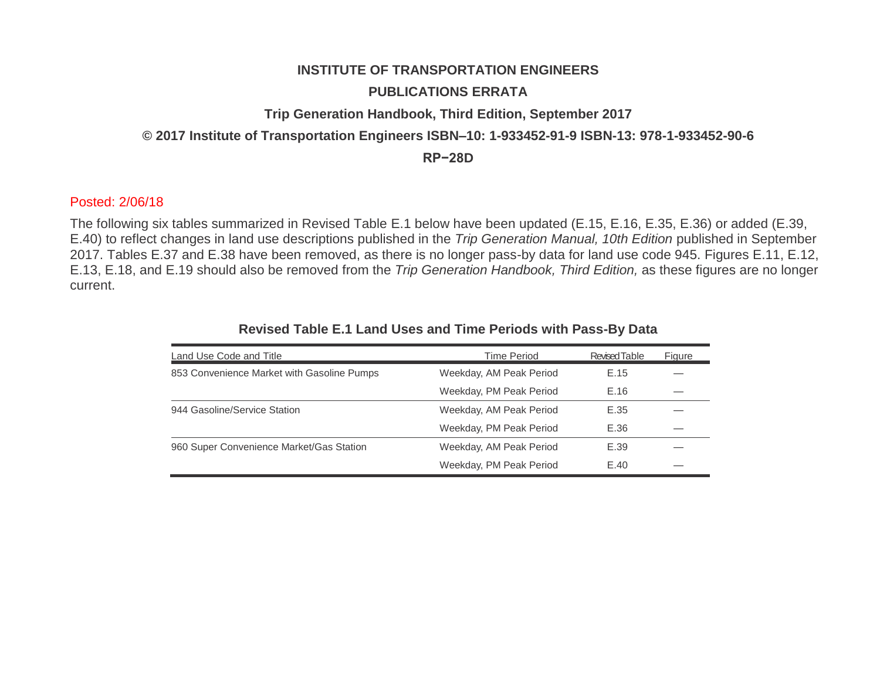**INSTITUTE OF TRANSPORTATION ENGINEERS**

**PUBLICATIONS ERRATA**

**Trip Generation Handbook, Third Edition, September 2017**

**© 2017 Institute of Transportation Engineers ISBN–10: 1-933452-91-9 ISBN-13: 978-1-933452-90-6**

**RP−28D**

Posted: 2/06/18

The following six tables summarized in Revised Table E.1 below have been updated (E.15, E.16, E.35, E.36) or added (E.39, E.40) to reflect changes in land use descriptions published in the *Trip Generation Manual, 10th Edition* published in September 2017. Tables E.37 and E.38 have been removed, as there is no longer pass-by data for land use code 945. Figures E.11, E.12, E.13, E.18, and E.19 should also be removed from the *Trip Generation Handbook, Third Edition,* as these figures are no longer current.

**Revised Table E.1 Land Uses and Time Periods with Pass-By Data**

| Land Use Code and Title | Time Period | Revised Table | Figure |
|---|---|---|---|
| 853 Convenience Market with Gasoline Pumps | Weekday, AM Peak Period | E.15 | — |
| | Weekday, PM Peak Period | E.16 | — |
| 944 Gasoline/Service Station | Weekday, AM Peak Period | E.35 | — |
| | Weekday, PM Peak Period | E.36 | — |
| 960 Super Convenience Market/Gas Station | Weekday, AM Peak Period | E.39 | — |
| | Weekday, PM Peak Period | E.40 | — |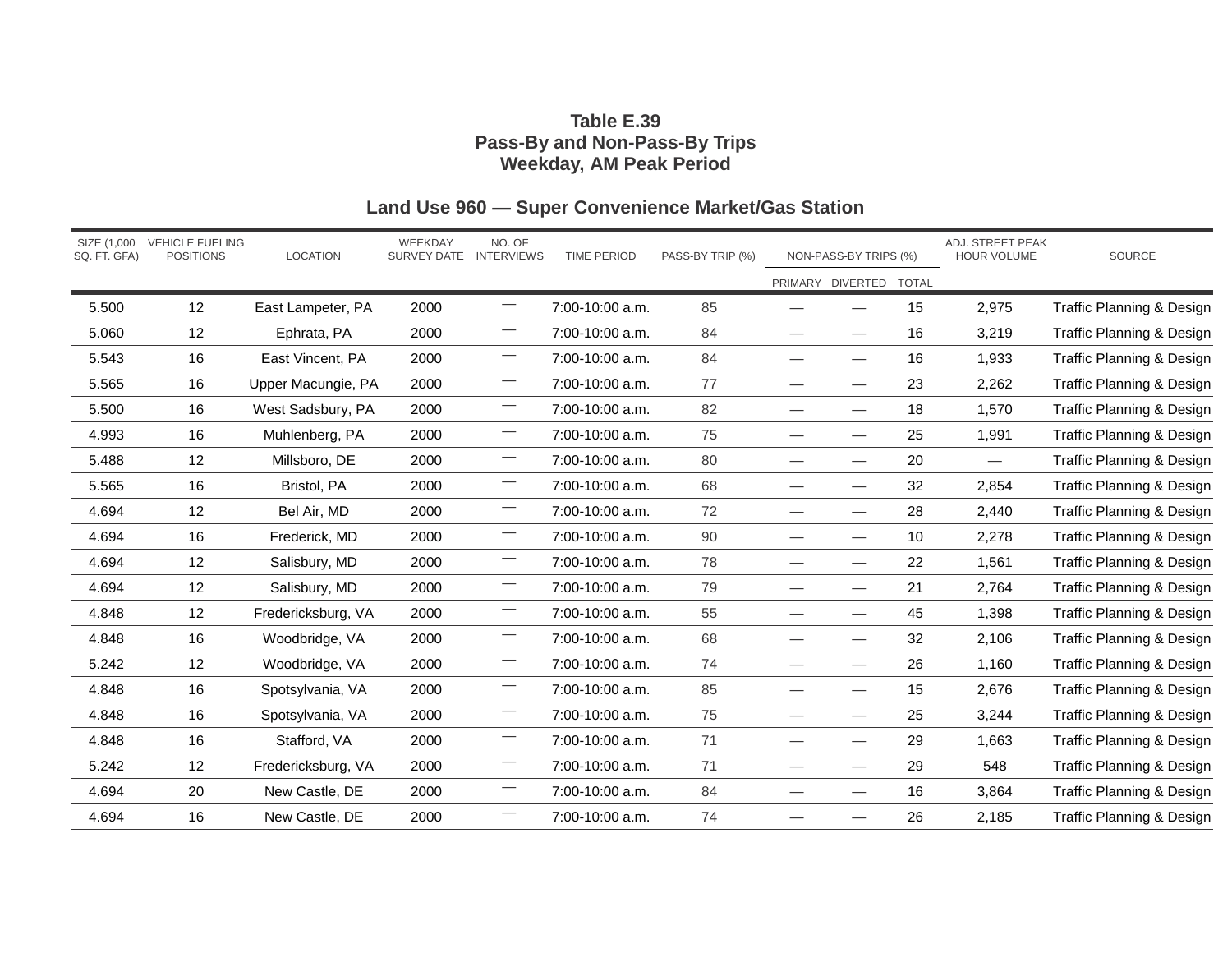**Table E.39**
**Pass-By and Non-Pass-By Trips**
**Weekday, AM Peak Period**

**Land Use 960 — Super Convenience Market/Gas Station**

| SIZE (1,000 SQ. FT. GFA) | VEHICLE FUELING POSITIONS | LOCATION | WEEKDAY SURVEY DATE | NO. OF INTERVIEWS | TIME PERIOD | PASS-BY TRIP (%) | NON-PASS-BY TRIPS (%) | | | ADJ. STREET PEAK HOUR VOLUME | SOURCE |
|---|---|---|---|---|---|---|---|---|---|---|---|
| | | | | | | | PRIMARY | DIVERTED | TOTAL | | |
| 5.500 | 12 | East Lampeter, PA | 2000 | — | 7:00-10:00 a.m. | 85 | — | — | 15 | 2,975 | Traffic Planning & Design |
| 5.060 | 12 | Ephrata, PA | 2000 | — | 7:00-10:00 a.m. | 84 | — | — | 16 | 3,219 | Traffic Planning & Design |
| 5.543 | 16 | East Vincent, PA | 2000 | — | 7:00-10:00 a.m. | 84 | — | — | 16 | 1,933 | Traffic Planning & Design |
| 5.565 | 16 | Upper Macungie, PA | 2000 | — | 7:00-10:00 a.m. | 77 | — | — | 23 | 2,262 | Traffic Planning & Design |
| 5.500 | 16 | West Sadsbury, PA | 2000 | — | 7:00-10:00 a.m. | 82 | — | — | 18 | 1,570 | Traffic Planning & Design |
| 4.993 | 16 | Muhlenberg, PA | 2000 | — | 7:00-10:00 a.m. | 75 | — | — | 25 | 1,991 | Traffic Planning & Design |
| 5.488 | 12 | Millsboro, DE | 2000 | — | 7:00-10:00 a.m. | 80 | — | — | 20 | — | Traffic Planning & Design |
| 5.565 | 16 | Bristol, PA | 2000 | — | 7:00-10:00 a.m. | 68 | — | — | 32 | 2,854 | Traffic Planning & Design |
| 4.694 | 12 | Bel Air, MD | 2000 | — | 7:00-10:00 a.m. | 72 | — | — | 28 | 2,440 | Traffic Planning & Design |
| 4.694 | 16 | Frederick, MD | 2000 | — | 7:00-10:00 a.m. | 90 | — | — | 10 | 2,278 | Traffic Planning & Design |
| 4.694 | 12 | Salisbury, MD | 2000 | — | 7:00-10:00 a.m. | 78 | — | — | 22 | 1,561 | Traffic Planning & Design |
| 4.694 | 12 | Salisbury, MD | 2000 | — | 7:00-10:00 a.m. | 79 | — | — | 21 | 2,764 | Traffic Planning & Design |
| 4.848 | 12 | Fredericksburg, VA | 2000 | — | 7:00-10:00 a.m. | 55 | — | — | 45 | 1,398 | Traffic Planning & Design |
| 4.848 | 16 | Woodbridge, VA | 2000 | — | 7:00-10:00 a.m. | 68 | — | — | 32 | 2,106 | Traffic Planning & Design |
| 5.242 | 12 | Woodbridge, VA | 2000 | — | 7:00-10:00 a.m. | 74 | — | — | 26 | 1,160 | Traffic Planning & Design |
| 4.848 | 16 | Spotsylvania, VA | 2000 | — | 7:00-10:00 a.m. | 85 | — | — | 15 | 2,676 | Traffic Planning & Design |
| 4.848 | 16 | Spotsylvania, VA | 2000 | — | 7:00-10:00 a.m. | 75 | — | — | 25 | 3,244 | Traffic Planning & Design |
| 4.848 | 16 | Stafford, VA | 2000 | — | 7:00-10:00 a.m. | 71 | — | — | 29 | 1,663 | Traffic Planning & Design |
| 5.242 | 12 | Fredericksburg, VA | 2000 | — | 7:00-10:00 a.m. | 71 | — | — | 29 | 548 | Traffic Planning & Design |
| 4.694 | 20 | New Castle, DE | 2000 | — | 7:00-10:00 a.m. | 84 | — | — | 16 | 3,864 | Traffic Planning & Design |
| 4.694 | 16 | New Castle, DE | 2000 | — | 7:00-10:00 a.m. | 74 | — | — | 26 | 2,185 | Traffic Planning & Design |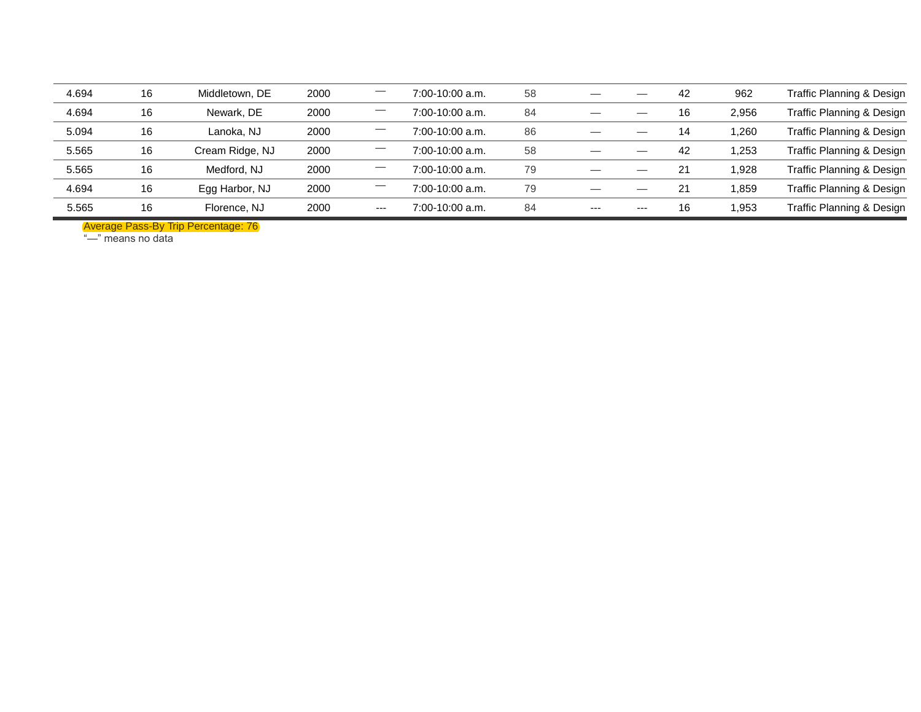| | | | | | | | | | | | |
|---|---|---|---|---|---|---|---|---|---|---|---|
| 4.694 | 16 | Middletown, DE | 2000 | — | 7:00-10:00 a.m. | 58 | — | — | 42 | 962 | Traffic Planning & Design |
| 4.694 | 16 | Newark, DE | 2000 | — | 7:00-10:00 a.m. | 84 | — | — | 16 | 2,956 | Traffic Planning & Design |
| 5.094 | 16 | Lanoka, NJ | 2000 | — | 7:00-10:00 a.m. | 86 | — | — | 14 | 1,260 | Traffic Planning & Design |
| 5.565 | 16 | Cream Ridge, NJ | 2000 | — | 7:00-10:00 a.m. | 58 | — | — | 42 | 1,253 | Traffic Planning & Design |
| 5.565 | 16 | Medford, NJ | 2000 | — | 7:00-10:00 a.m. | 79 | — | — | 21 | 1,928 | Traffic Planning & Design |
| 4.694 | 16 | Egg Harbor, NJ | 2000 | — | 7:00-10:00 a.m. | 79 | — | — | 21 | 1,859 | Traffic Planning & Design |
| 5.565 | 16 | Florence, NJ | 2000 | --- | 7:00-10:00 a.m. | 84 | --- | --- | 16 | 1,953 | Traffic Planning & Design |

Average Pass-By Trip Percentage: 76

"—" means no data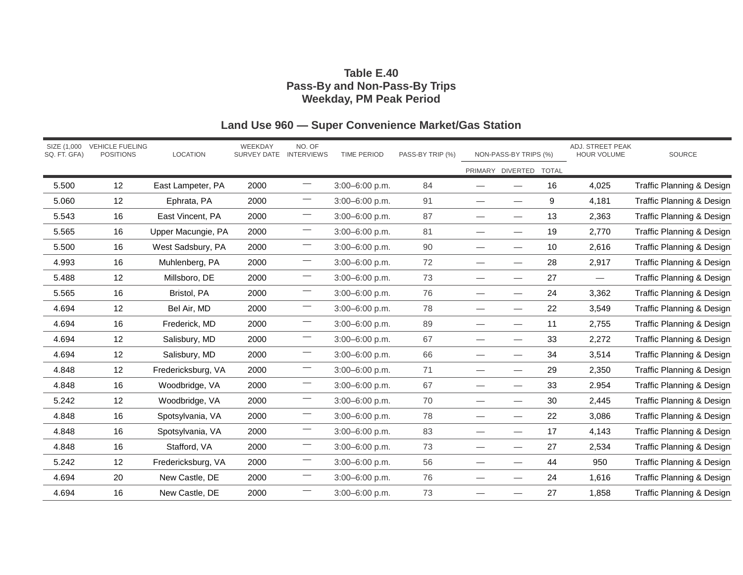**Table E.40**
**Pass-By and Non-Pass-By Trips**
**Weekday, PM Peak Period**

## Land Use 960 — Super Convenience Market/Gas Station

| SIZE (1,000 SQ. FT. GFA) | VEHICLE FUELING POSITIONS | LOCATION | WEEKDAY SURVEY DATE | NO. OF INTERVIEWS | TIME PERIOD | PASS-BY TRIP (%) | NON-PASS-BY TRIPS (%) | | | ADJ. STREET PEAK HOUR VOLUME | SOURCE |
|---|---|---|---|---|---|---|---|---|---|---|---|
| | | | | | | | PRIMARY | DIVERTED | TOTAL | | |
| 5.500 | 12 | East Lampeter, PA | 2000 | — | 3:00–6:00 p.m. | 84 | — | — | 16 | 4,025 | Traffic Planning & Design |
| 5.060 | 12 | Ephrata, PA | 2000 | — | 3:00–6:00 p.m. | 91 | — | — | 9 | 4,181 | Traffic Planning & Design |
| 5.543 | 16 | East Vincent, PA | 2000 | — | 3:00–6:00 p.m. | 87 | — | — | 13 | 2,363 | Traffic Planning & Design |
| 5.565 | 16 | Upper Macungie, PA | 2000 | — | 3:00–6:00 p.m. | 81 | — | — | 19 | 2,770 | Traffic Planning & Design |
| 5.500 | 16 | West Sadsbury, PA | 2000 | — | 3:00–6:00 p.m. | 90 | — | — | 10 | 2,616 | Traffic Planning & Design |
| 4.993 | 16 | Muhlenberg, PA | 2000 | — | 3:00–6:00 p.m. | 72 | — | — | 28 | 2,917 | Traffic Planning & Design |
| 5.488 | 12 | Millsboro, DE | 2000 | — | 3:00–6:00 p.m. | 73 | — | — | 27 | — | Traffic Planning & Design |
| 5.565 | 16 | Bristol, PA | 2000 | — | 3:00–6:00 p.m. | 76 | — | — | 24 | 3,362 | Traffic Planning & Design |
| 4.694 | 12 | Bel Air, MD | 2000 | — | 3:00–6:00 p.m. | 78 | — | — | 22 | 3,549 | Traffic Planning & Design |
| 4.694 | 16 | Frederick, MD | 2000 | — | 3:00–6:00 p.m. | 89 | — | — | 11 | 2,755 | Traffic Planning & Design |
| 4.694 | 12 | Salisbury, MD | 2000 | — | 3:00–6:00 p.m. | 67 | — | — | 33 | 2,272 | Traffic Planning & Design |
| 4.694 | 12 | Salisbury, MD | 2000 | — | 3:00–6:00 p.m. | 66 | — | — | 34 | 3,514 | Traffic Planning & Design |
| 4.848 | 12 | Fredericksburg, VA | 2000 | — | 3:00–6:00 p.m. | 71 | — | — | 29 | 2,350 | Traffic Planning & Design |
| 4.848 | 16 | Woodbridge, VA | 2000 | — | 3:00–6:00 p.m. | 67 | — | — | 33 | 2.954 | Traffic Planning & Design |
| 5.242 | 12 | Woodbridge, VA | 2000 | — | 3:00–6:00 p.m. | 70 | — | — | 30 | 2,445 | Traffic Planning & Design |
| 4.848 | 16 | Spotsylvania, VA | 2000 | — | 3:00–6:00 p.m. | 78 | — | — | 22 | 3,086 | Traffic Planning & Design |
| 4.848 | 16 | Spotsylvania, VA | 2000 | — | 3:00–6:00 p.m. | 83 | — | — | 17 | 4,143 | Traffic Planning & Design |
| 4.848 | 16 | Stafford, VA | 2000 | — | 3:00–6:00 p.m. | 73 | — | — | 27 | 2,534 | Traffic Planning & Design |
| 5.242 | 12 | Fredericksburg, VA | 2000 | — | 3:00–6:00 p.m. | 56 | — | — | 44 | 950 | Traffic Planning & Design |
| 4.694 | 20 | New Castle, DE | 2000 | — | 3:00–6:00 p.m. | 76 | — | — | 24 | 1,616 | Traffic Planning & Design |
| 4.694 | 16 | New Castle, DE | 2000 | — | 3:00–6:00 p.m. | 73 | — | — | 27 | 1,858 | Traffic Planning & Design |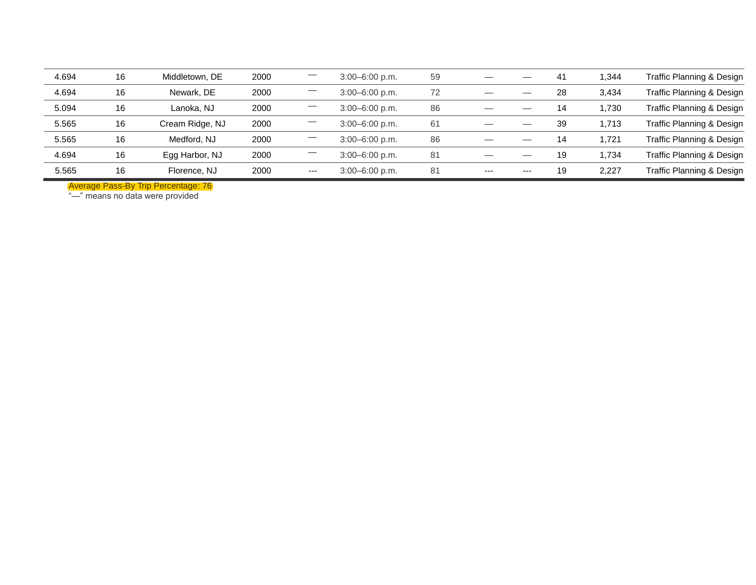| | | | | | | | | | | | |
|---|---|---|---|---|---|---|---|---|---|---|---|
| 4.694 | 16 | Middletown, DE | 2000 | — | 3:00–6:00 p.m. | 59 | — | — | 41 | 1,344 | Traffic Planning & Design |
| 4.694 | 16 | Newark, DE | 2000 | — | 3:00–6:00 p.m. | 72 | — | — | 28 | 3,434 | Traffic Planning & Design |
| 5.094 | 16 | Lanoka, NJ | 2000 | — | 3:00–6:00 p.m. | 86 | — | — | 14 | 1,730 | Traffic Planning & Design |
| 5.565 | 16 | Cream Ridge, NJ | 2000 | — | 3:00–6:00 p.m. | 61 | — | — | 39 | 1,713 | Traffic Planning & Design |
| 5.565 | 16 | Medford, NJ | 2000 | — | 3:00–6:00 p.m. | 86 | — | — | 14 | 1,721 | Traffic Planning & Design |
| 4.694 | 16 | Egg Harbor, NJ | 2000 | — | 3:00–6:00 p.m. | 81 | — | — | 19 | 1,734 | Traffic Planning & Design |
| 5.565 | 16 | Florence, NJ | 2000 | --- | 3:00–6:00 p.m. | 81 | --- | --- | 19 | 2,227 | Traffic Planning & Design |

Average Pass-By Trip Percentage: 76

"—" means no data were provided